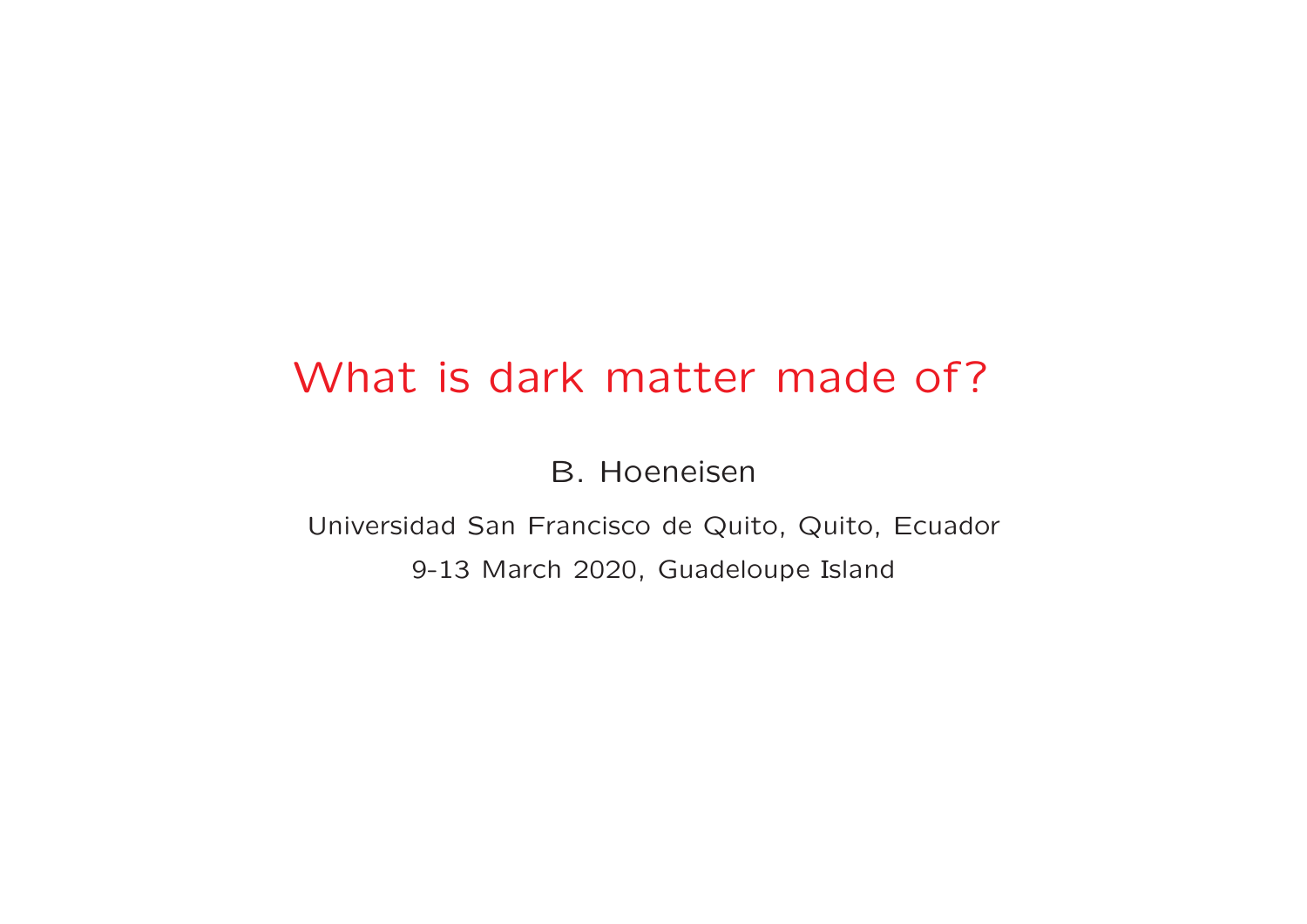# What is dark matter made of?

B. Hoeneisen

Universidad San Francisco de Quito, Quito, Ecuador

9-13 March 2020, Guadeloupe Island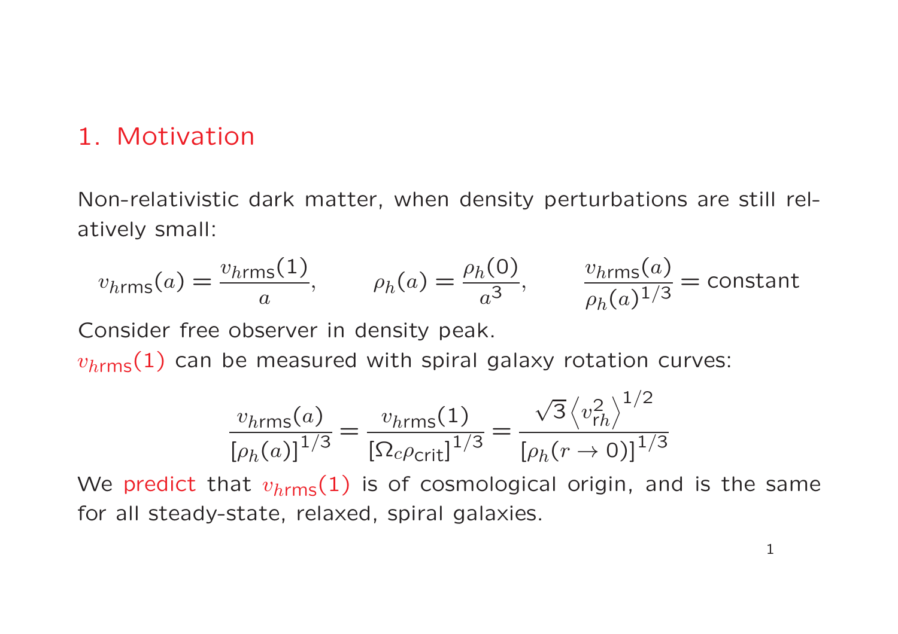## 1. Motivation

Non-relativistic dark matter, when density perturbations are still relatively small:

$$v_{h\text{rms}}(a) = \frac{v_{h\text{rms}}(1)}{a}, \qquad \rho_h(a) = \frac{\rho_h(0)}{a^3}, \qquad \frac{v_{h\text{rms}}(a)}{\rho_h(a)^{1/3}} = \text{constant}$$

Consider free observer in density peak.

$v_{h\text{rms}}(1)$ can be measured with spiral galaxy rotation curves:

$$\frac{v_{h\text{rms}}(a)}{[\rho_h(a)]^{1/3}} = \frac{v_{h\text{rms}}(1)}{[\Omega_c \rho_{\text{crit}}]^{1/3}} = \frac{\sqrt{3}\left\langle v_{\text{r}h}^2 \right\rangle^{1/2}}{[\rho_h(r \to 0)]^{1/3}}$$

We predict that $v_{h\text{rms}}(1)$ is of cosmological origin, and is the same for all steady-state, relaxed, spiral galaxies.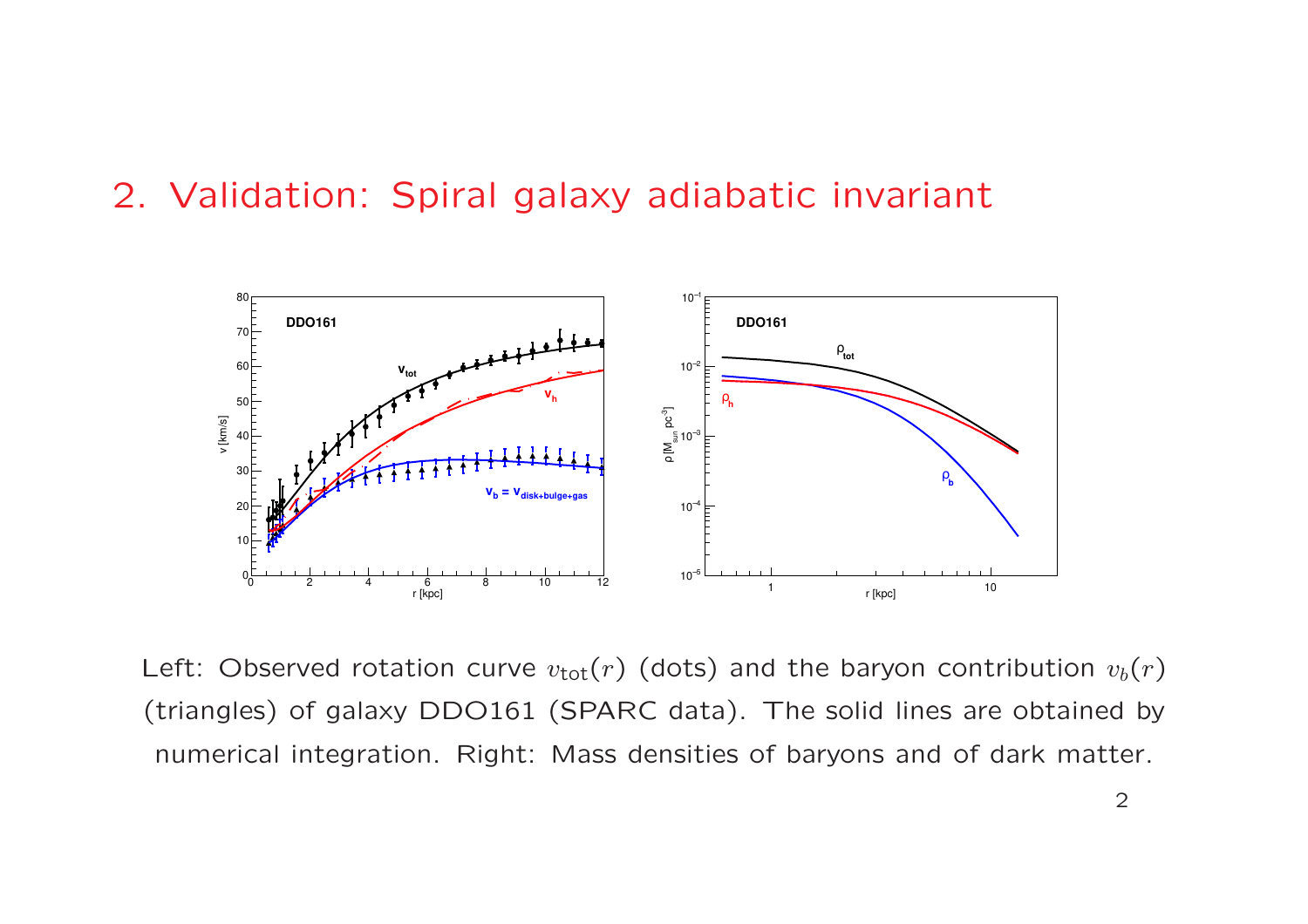## 2. Validation: Spiral galaxy adiabatic invariant

Left: Observed rotation curve $v_{\text{tot}}(r)$ (dots) and the baryon contribution $v_b(r)$ (triangles) of galaxy DDO161 (SPARC data). The solid lines are obtained by numerical integration. Right: Mass densities of baryons and of dark matter.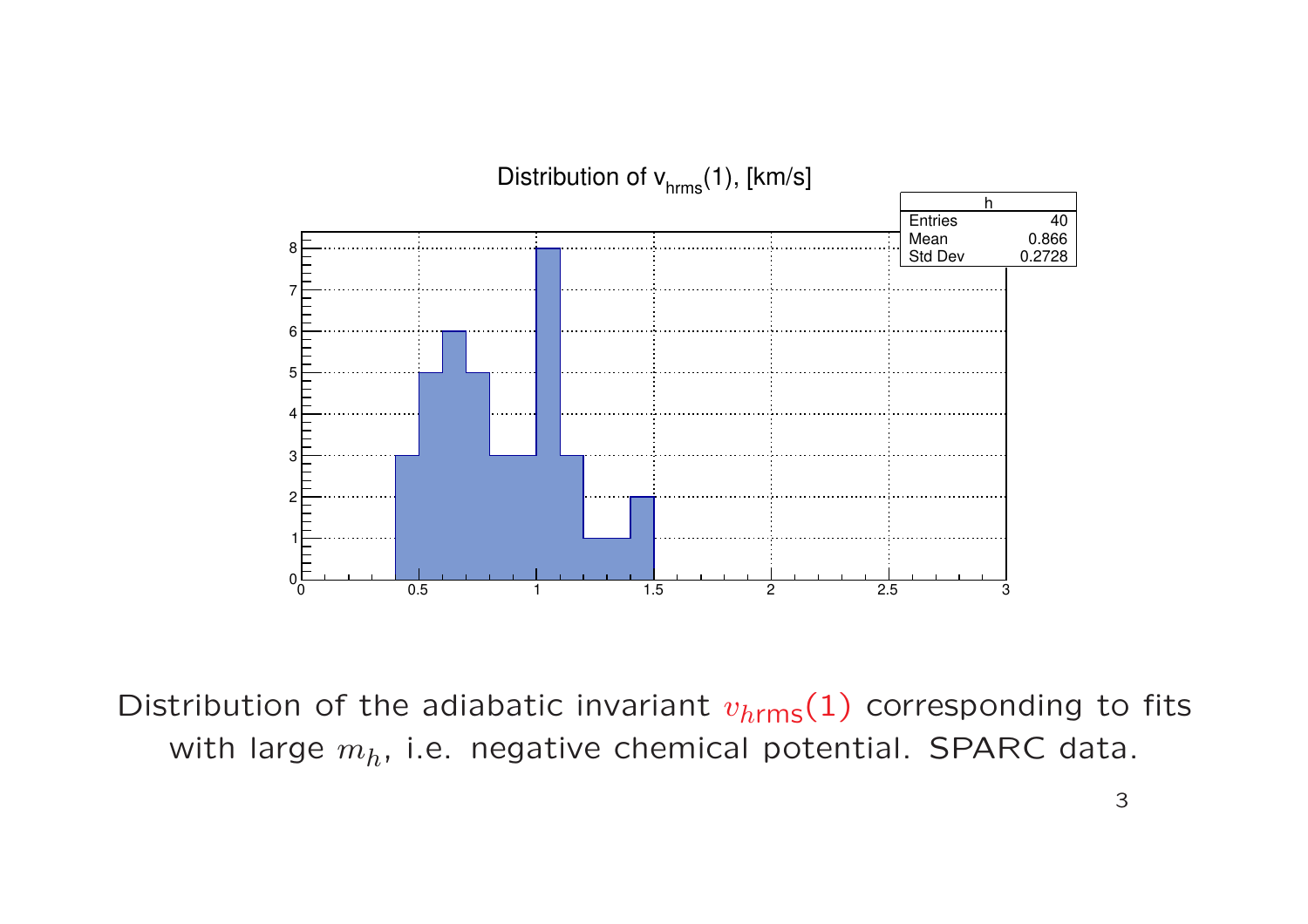Distribution of $v_{hrms}(1)$, [km/s]

| h | |
|---|---|
| Entries | 40 |
| Mean | 0.866 |
| Std Dev | 0.2728 |

Distribution of the adiabatic invariant $v_{h\mathrm{rms}}(1)$ corresponding to fits with large $m_h$, i.e. negative chemical potential. SPARC data.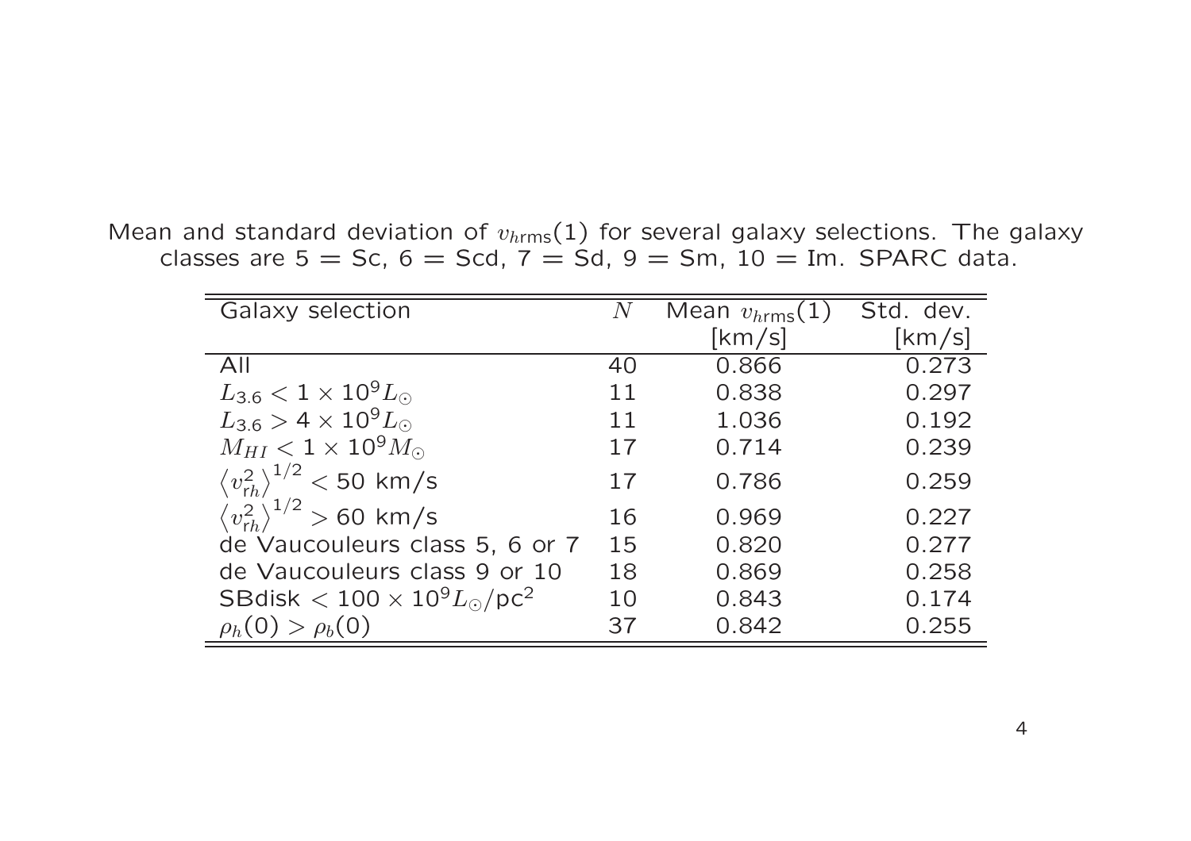Mean and standard deviation of $v_{h\text{rms}}(1)$ for several galaxy selections. The galaxy classes are 5 = Sc, 6 = Scd, 7 = Sd, 9 = Sm, 10 = Im. SPARC data.

| Galaxy selection | $N$ | Mean $v_{h\text{rms}}(1)$ [km/s] | Std. dev. [km/s] |
|---|---|---|---|
| All | 40 | 0.866 | 0.273 |
| $L_{3.6} < 1 \times 10^9 L_\odot$ | 11 | 0.838 | 0.297 |
| $L_{3.6} > 4 \times 10^9 L_\odot$ | 11 | 1.036 | 0.192 |
| $M_{HI} < 1 \times 10^9 M_\odot$ | 17 | 0.714 | 0.239 |
| $\left\langle v_{rh}^2 \right\rangle^{1/2} < 50$ km/s | 17 | 0.786 | 0.259 |
| $\left\langle v_{rh}^2 \right\rangle^{1/2} > 60$ km/s | 16 | 0.969 | 0.227 |
| de Vaucouleurs class 5, 6 or 7 | 15 | 0.820 | 0.277 |
| de Vaucouleurs class 9 or 10 | 18 | 0.869 | 0.258 |
| SBdisk $< 100 \times 10^9 L_\odot/\text{pc}^2$ | 10 | 0.843 | 0.174 |
| $\rho_h(0) > \rho_b(0)$ | 37 | 0.842 | 0.255 |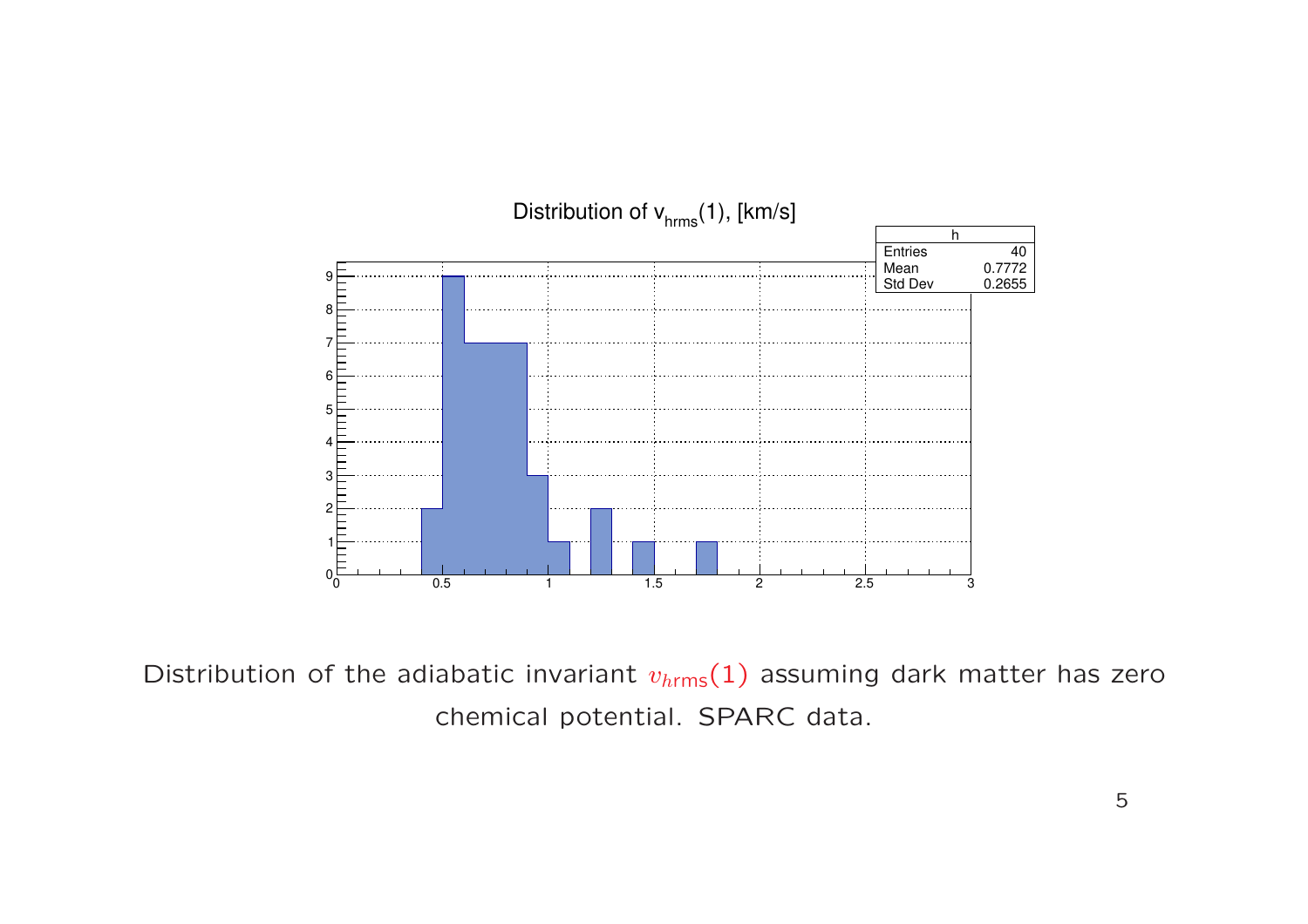Distribution of $v_{hrms}(1)$, [km/s]

| h | |
|---|---|
| Entries | 40 |
| Mean | 0.7772 |
| Std Dev | 0.2655 |

Distribution of the adiabatic invariant $v_{hrms}(1)$ assuming dark matter has zero chemical potential. SPARC data.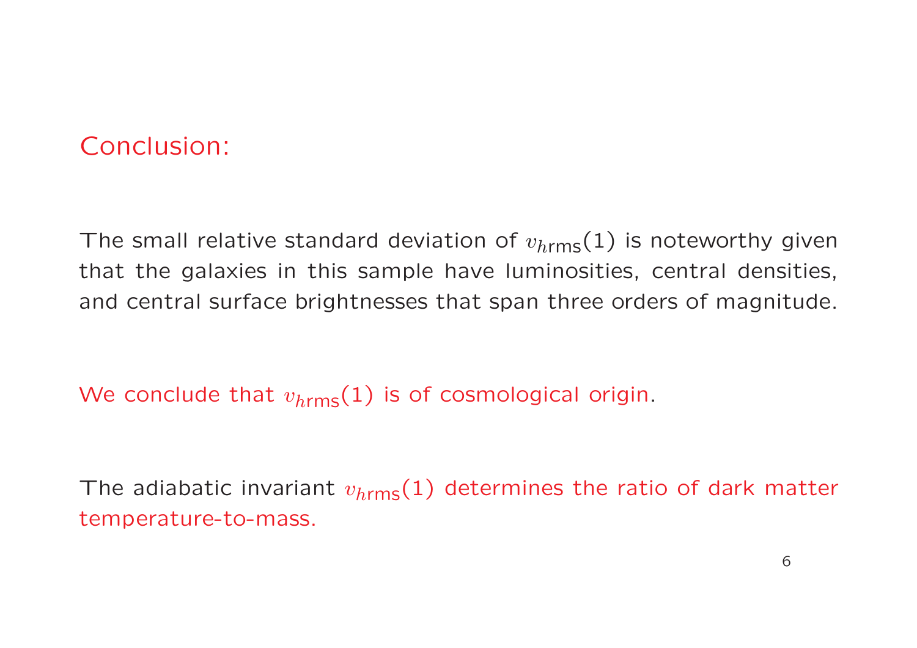## Conclusion:

The small relative standard deviation of $v_{h\text{rms}}(1)$ is noteworthy given that the galaxies in this sample have luminosities, central densities, and central surface brightnesses that span three orders of magnitude.

We conclude that $v_{h\text{rms}}(1)$ is of cosmological origin.

The adiabatic invariant $v_{h\text{rms}}(1)$ determines the ratio of dark matter temperature-to-mass.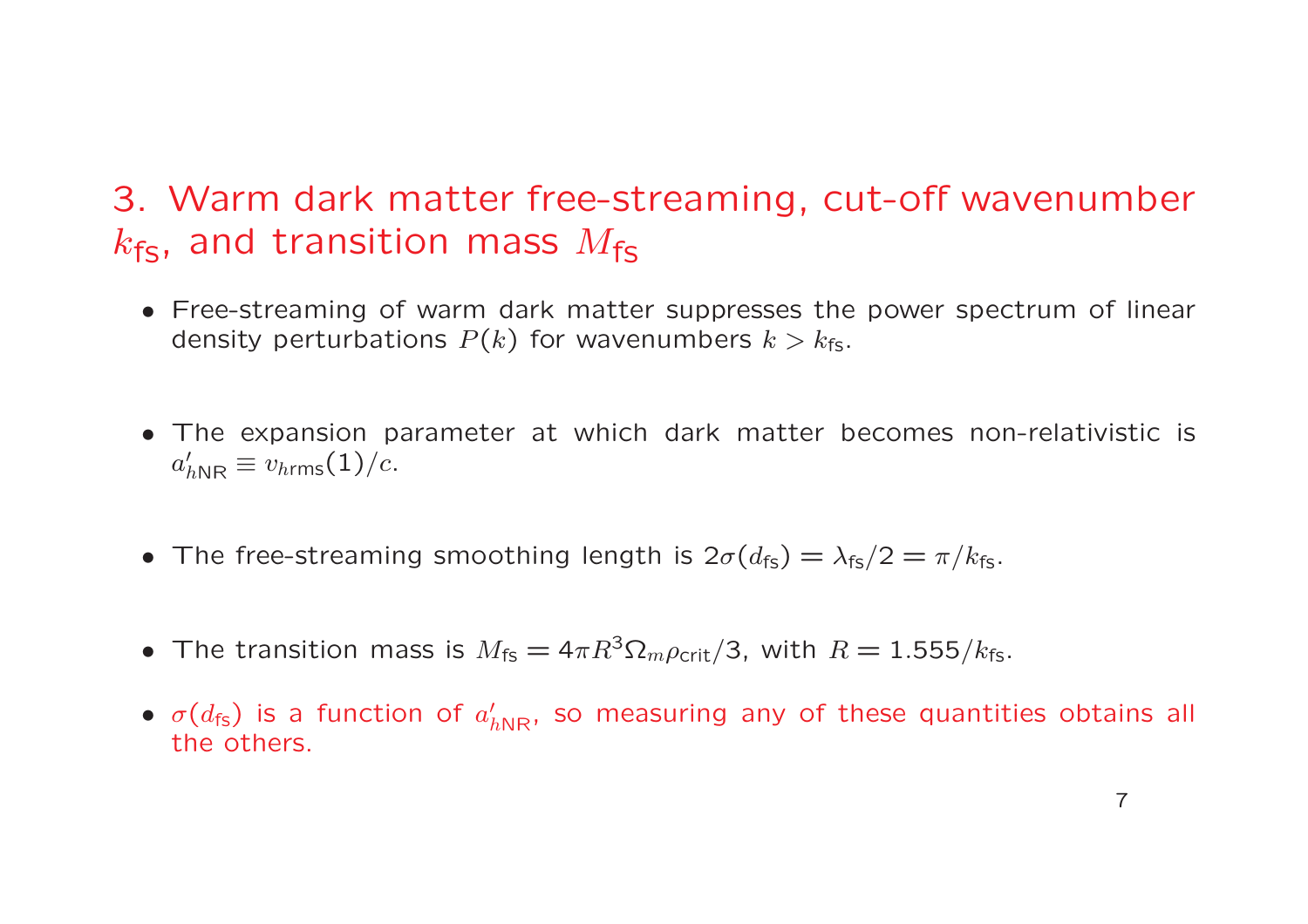## 3. Warm dark matter free-streaming, cut-off wavenumber $k_{\mathrm{fs}}$, and transition mass $M_{\mathrm{fs}}$

- Free-streaming of warm dark matter suppresses the power spectrum of linear density perturbations $P(k)$ for wavenumbers $k > k_{\mathrm{fs}}$.

- The expansion parameter at which dark matter becomes non-relativistic is $a'_{h\mathrm{NR}} \equiv v_{h\mathrm{rms}}(1)/c$.

- The free-streaming smoothing length is $2\sigma(d_{\mathrm{fs}}) = \lambda_{\mathrm{fs}}/2 = \pi/k_{\mathrm{fs}}$.

- The transition mass is $M_{\mathrm{fs}} = 4\pi R^3 \Omega_m \rho_{\mathrm{crit}}/3$, with $R = 1.555/k_{\mathrm{fs}}$.

- $\sigma(d_{\mathrm{fs}})$ is a function of $a'_{h\mathrm{NR}}$, so measuring any of these quantities obtains all the others.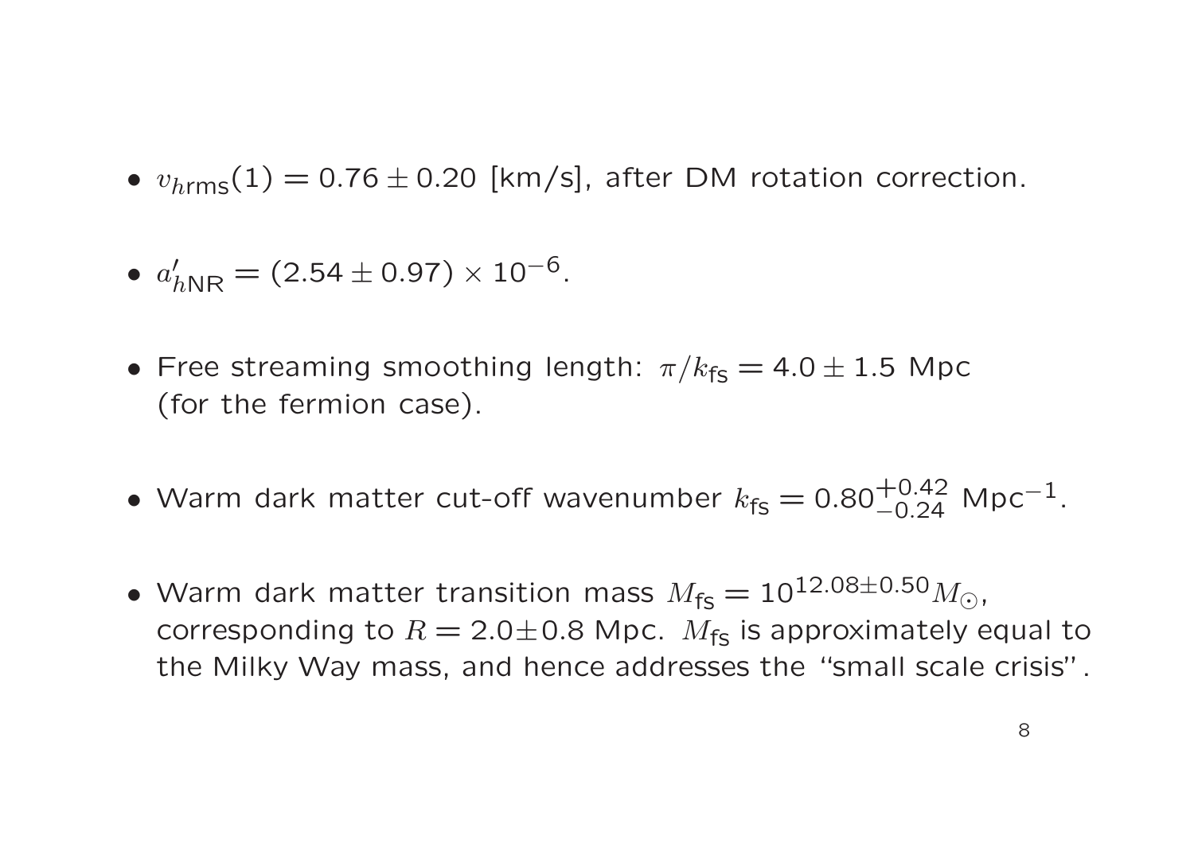- $v_{h\text{rms}}(1) = 0.76 \pm 0.20$ [km/s], after DM rotation correction.

- $a'_{h\text{NR}} = (2.54 \pm 0.97) \times 10^{-6}$.

- Free streaming smoothing length: $\pi/k_{\text{fs}} = 4.0 \pm 1.5$ Mpc (for the fermion case).

- Warm dark matter cut-off wavenumber $k_{\text{fs}} = 0.80^{+0.42}_{-0.24}$ Mpc$^{-1}$.

- Warm dark matter transition mass $M_{\text{fs}} = 10^{12.08 \pm 0.50} M_{\odot}$, corresponding to $R = 2.0 \pm 0.8$ Mpc. $M_{\text{fs}}$ is approximately equal to the Milky Way mass, and hence addresses the "small scale crisis".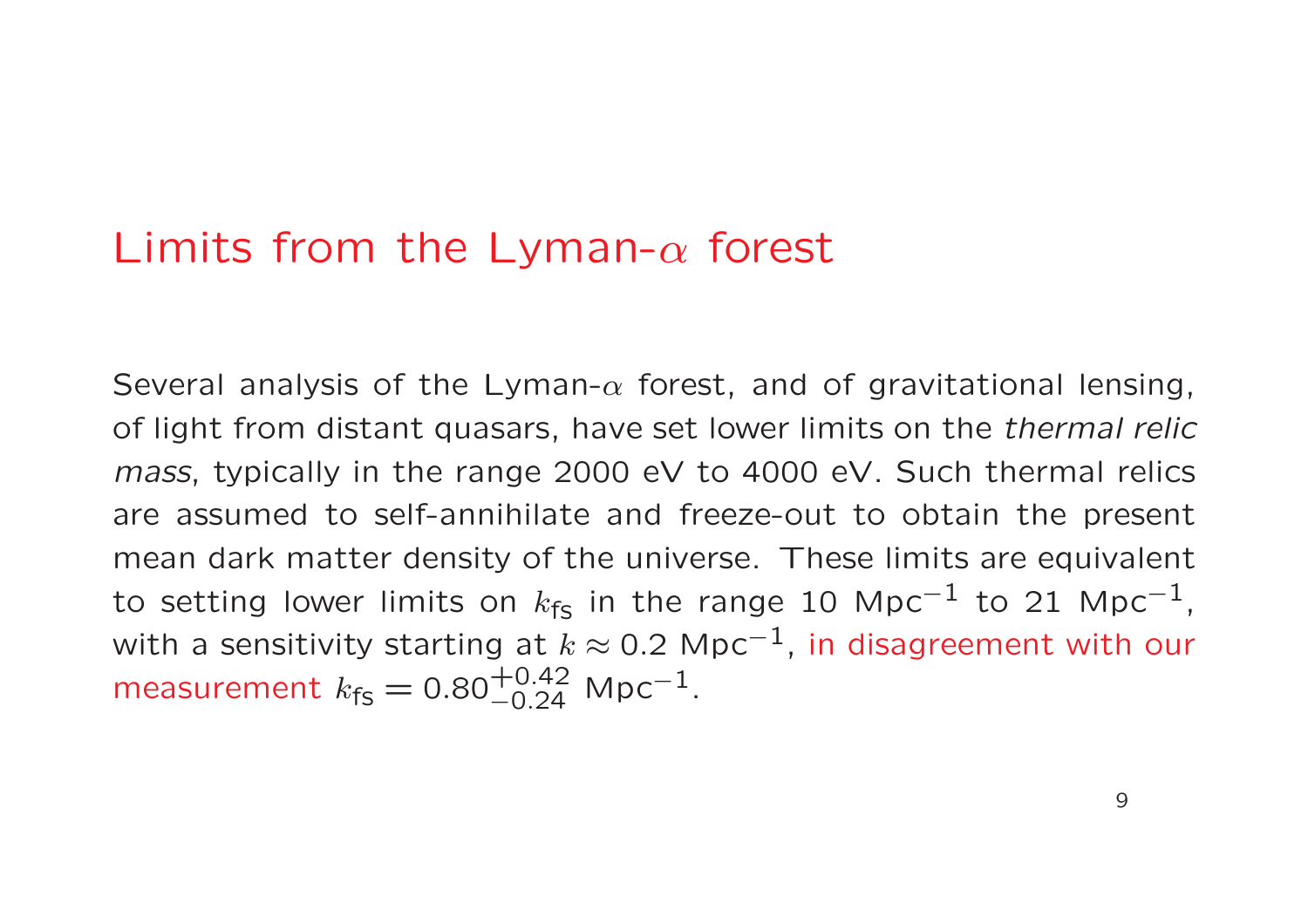# Limits from the Lyman-$\alpha$ forest

Several analysis of the Lyman-$\alpha$ forest, and of gravitational lensing, of light from distant quasars, have set lower limits on the *thermal relic mass*, typically in the range 2000 eV to 4000 eV. Such thermal relics are assumed to self-annihilate and freeze-out to obtain the present mean dark matter density of the universe. These limits are equivalent to setting lower limits on $k_{\text{fs}}$ in the range 10 Mpc$^{-1}$ to 21 Mpc$^{-1}$, with a sensitivity starting at $k \approx 0.2$ Mpc$^{-1}$, in disagreement with our measurement $k_{\text{fs}} = 0.80^{+0.42}_{-0.24}$ Mpc$^{-1}$.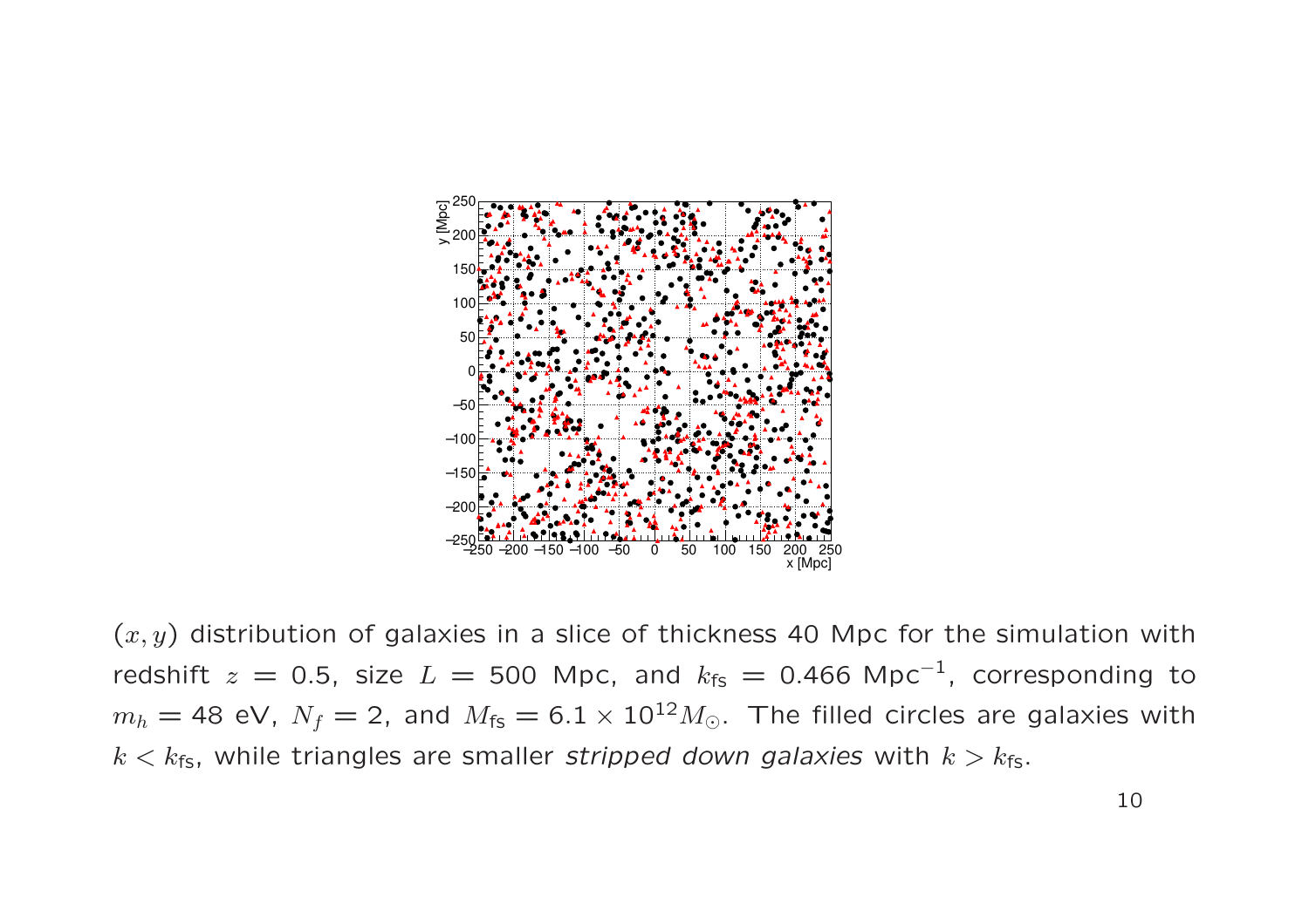$(x, y)$ distribution of galaxies in a slice of thickness 40 Mpc for the simulation with redshift $z = 0.5$, size $L = 500$ Mpc, and $k_{\text{fs}} = 0.466$ Mpc$^{-1}$, corresponding to $m_h = 48$ eV, $N_f = 2$, and $M_{\text{fs}} = 6.1 \times 10^{12} M_{\odot}$. The filled circles are galaxies with $k < k_{\text{fs}}$, while triangles are smaller *stripped down galaxies* with $k > k_{\text{fs}}$.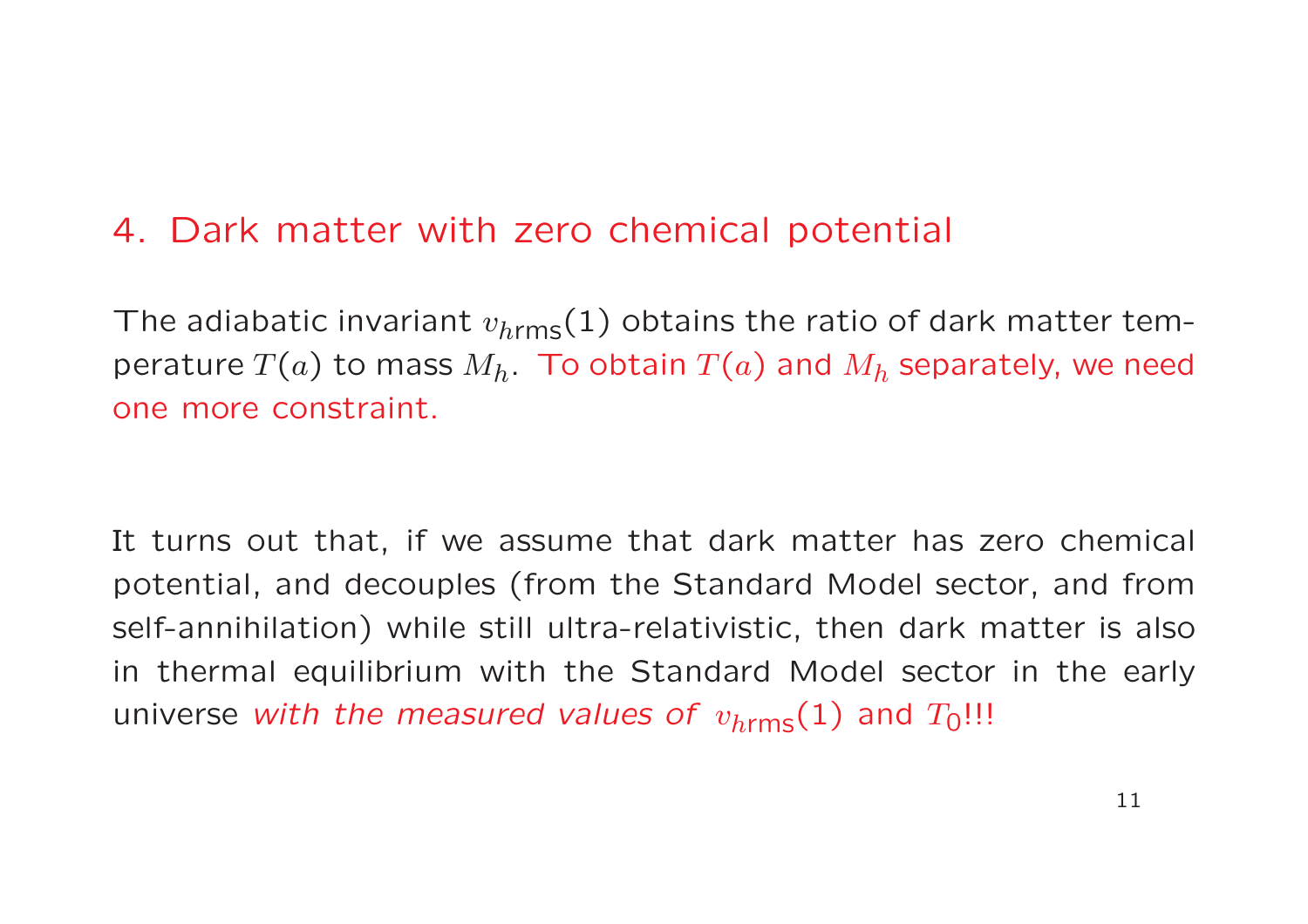## 4. Dark matter with zero chemical potential

The adiabatic invariant $v_{h\text{rms}}(1)$ obtains the ratio of dark matter temperature $T(a)$ to mass $M_h$. To obtain $T(a)$ and $M_h$ separately, we need one more constraint.

It turns out that, if we assume that dark matter has zero chemical potential, and decouples (from the Standard Model sector, and from self-annihilation) while still ultra-relativistic, then dark matter is also in thermal equilibrium with the Standard Model sector in the early universe *with the measured values of* $v_{h\text{rms}}(1)$ and $T_0$!!!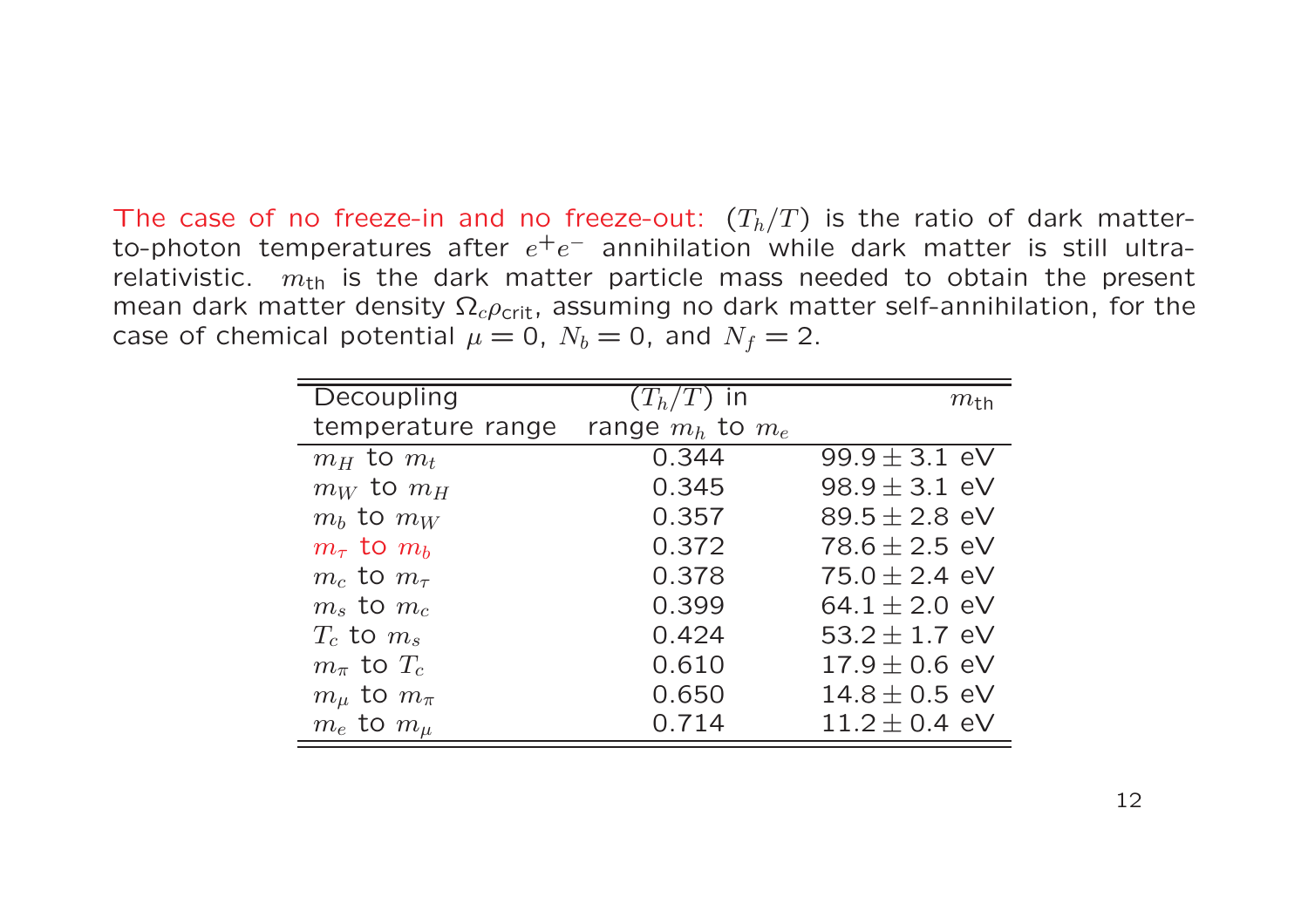The case of no freeze-in and no freeze-out: $(T_h/T)$ is the ratio of dark matter-to-photon temperatures after $e^+e^-$ annihilation while dark matter is still ultra-relativistic. $m_{\text{th}}$ is the dark matter particle mass needed to obtain the present mean dark matter density $\Omega_c \rho_{\text{crit}}$, assuming no dark matter self-annihilation, for the case of chemical potential $\mu = 0$, $N_b = 0$, and $N_f = 2$.

| Decoupling temperature range | $(T_h/T)$ in range $m_h$ to $m_e$ | $m_{\text{th}}$ |
|---|---|---|
| $m_H$ to $m_t$ | 0.344 | $99.9 \pm 3.1$ eV |
| $m_W$ to $m_H$ | 0.345 | $98.9 \pm 3.1$ eV |
| $m_b$ to $m_W$ | 0.357 | $89.5 \pm 2.8$ eV |
| $m_\tau$ to $m_b$ | 0.372 | $78.6 \pm 2.5$ eV |
| $m_c$ to $m_\tau$ | 0.378 | $75.0 \pm 2.4$ eV |
| $m_s$ to $m_c$ | 0.399 | $64.1 \pm 2.0$ eV |
| $T_c$ to $m_s$ | 0.424 | $53.2 \pm 1.7$ eV |
| $m_\pi$ to $T_c$ | 0.610 | $17.9 \pm 0.6$ eV |
| $m_\mu$ to $m_\pi$ | 0.650 | $14.8 \pm 0.5$ eV |
| $m_e$ to $m_\mu$ | 0.714 | $11.2 \pm 0.4$ eV |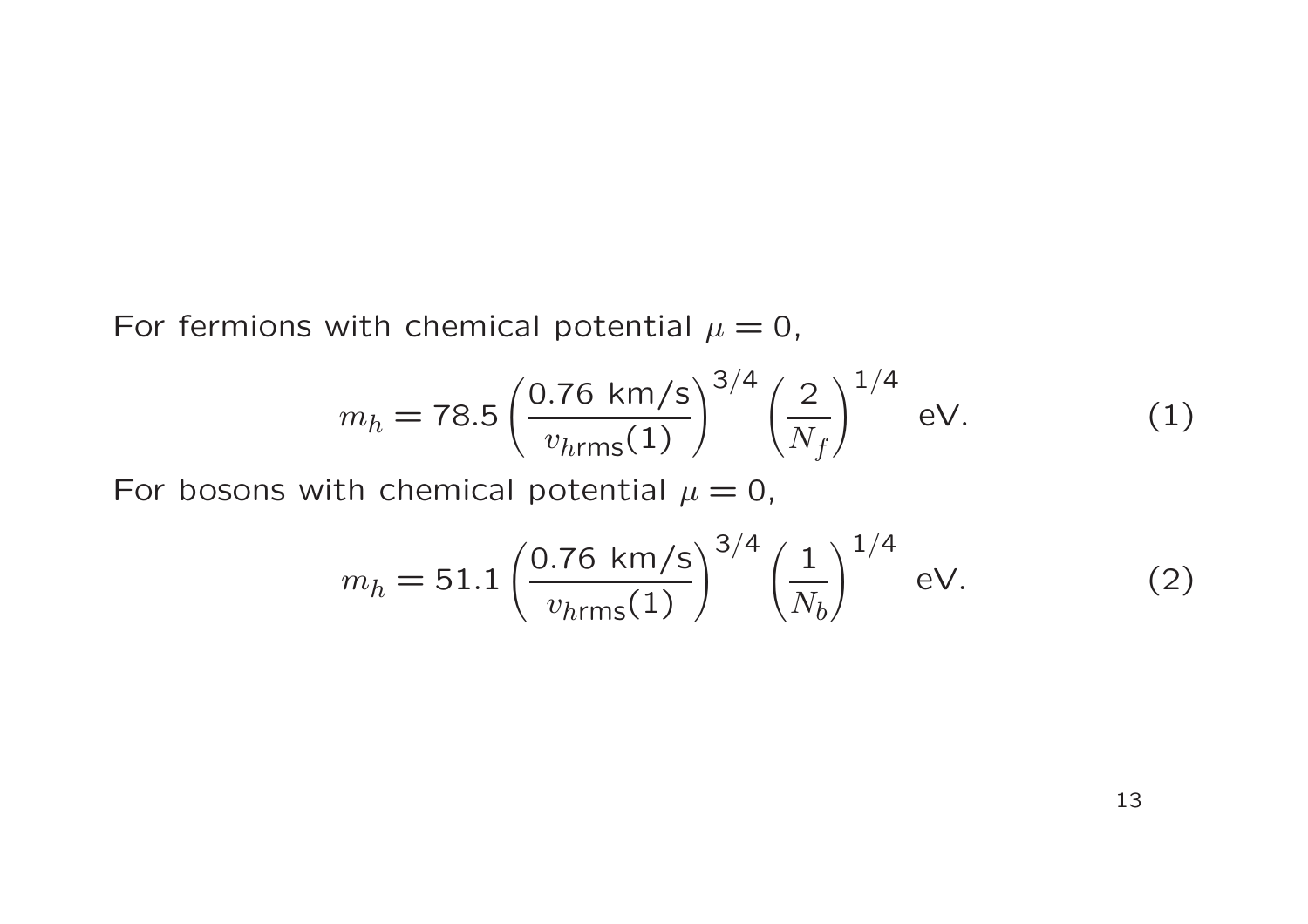For fermions with chemical potential $\mu = 0$,

$$m_h = 78.5 \left( \frac{0.76 \text{ km/s}}{v_{h\text{rms}}(1)} \right)^{3/4} \left( \frac{2}{N_f} \right)^{1/4} \text{ eV.} \tag{1}$$

For bosons with chemical potential $\mu = 0$,

$$m_h = 51.1 \left( \frac{0.76 \text{ km/s}}{v_{h\text{rms}}(1)} \right)^{3/4} \left( \frac{1}{N_b} \right)^{1/4} \text{ eV.} \tag{2}$$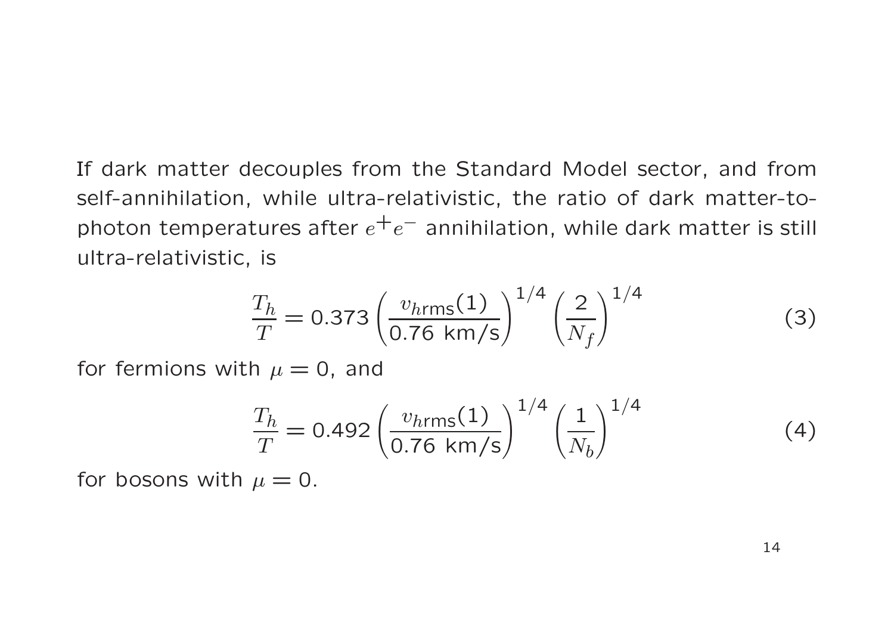If dark matter decouples from the Standard Model sector, and from self-annihilation, while ultra-relativistic, the ratio of dark matter-to-photon temperatures after $e^+e^-$ annihilation, while dark matter is still ultra-relativistic, is

$$\frac{T_h}{T} = 0.373 \left( \frac{v_{h\text{rms}}(1)}{0.76 \text{ km/s}} \right)^{1/4} \left( \frac{2}{N_f} \right)^{1/4} \tag{3}$$

for fermions with $\mu = 0$, and

$$\frac{T_h}{T} = 0.492 \left( \frac{v_{h\text{rms}}(1)}{0.76 \text{ km/s}} \right)^{1/4} \left( \frac{1}{N_b} \right)^{1/4} \tag{4}$$

for bosons with $\mu = 0$.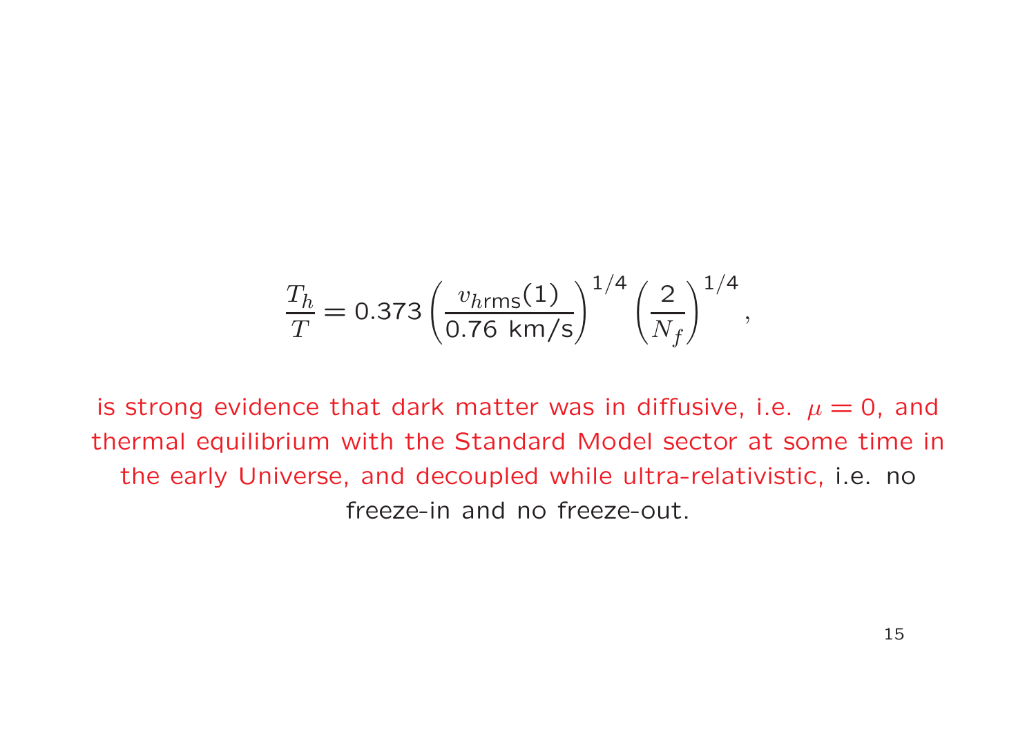$$\frac{T_h}{T} = 0.373 \left( \frac{v_{h\text{rms}}(1)}{0.76 \text{ km/s}} \right)^{1/4} \left( \frac{2}{N_f} \right)^{1/4},$$

is strong evidence that dark matter was in diffusive, i.e. $\mu = 0$, and thermal equilibrium with the Standard Model sector at some time in the early Universe, and decoupled while ultra-relativistic, i.e. no freeze-in and no freeze-out.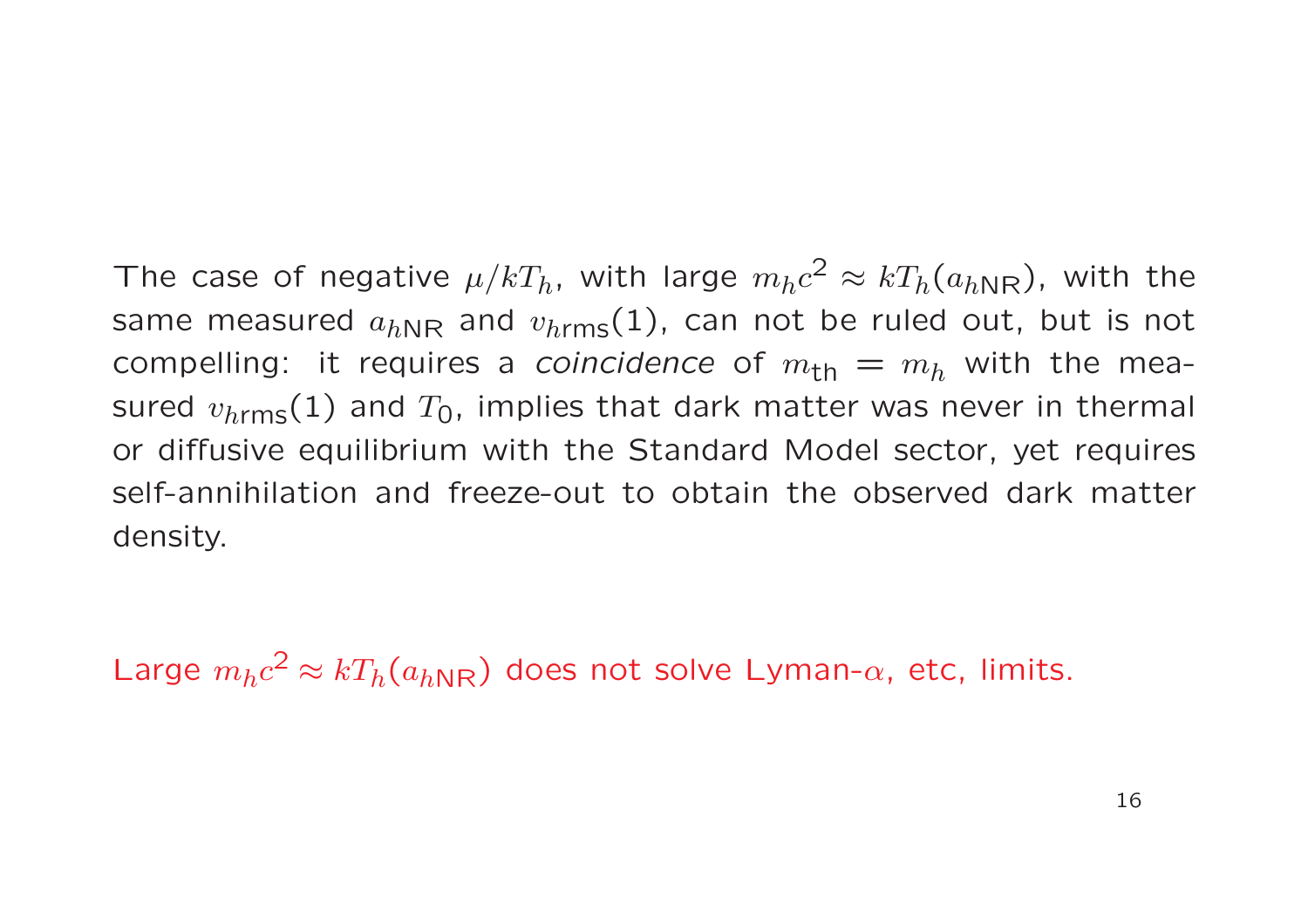The case of negative $\mu/kT_h$, with large $m_h c^2 \approx kT_h(a_{h\mathrm{NR}})$, with the same measured $a_{h\mathrm{NR}}$ and $v_{h\mathrm{rms}}(1)$, can not be ruled out, but is not compelling: it requires a *coincidence* of $m_{\mathrm{th}} = m_h$ with the measured $v_{h\mathrm{rms}}(1)$ and $T_0$, implies that dark matter was never in thermal or diffusive equilibrium with the Standard Model sector, yet requires self-annihilation and freeze-out to obtain the observed dark matter density.

Large $m_h c^2 \approx kT_h(a_{h\mathrm{NR}})$ does not solve Lyman-$\alpha$, etc, limits.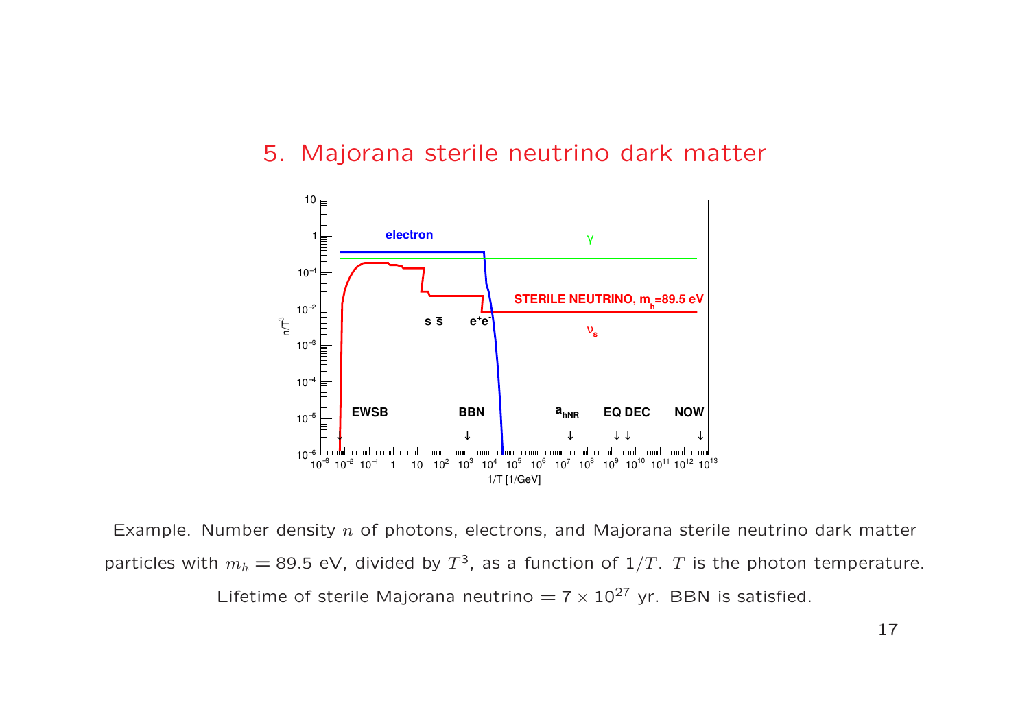## 5. Majorana sterile neutrino dark matter

Example. Number density $n$ of photons, electrons, and Majorana sterile neutrino dark matter particles with $m_h = 89.5$ eV, divided by $T^3$, as a function of $1/T$. $T$ is the photon temperature. Lifetime of sterile Majorana neutrino $= 7 \times 10^{27}$ yr. BBN is satisfied.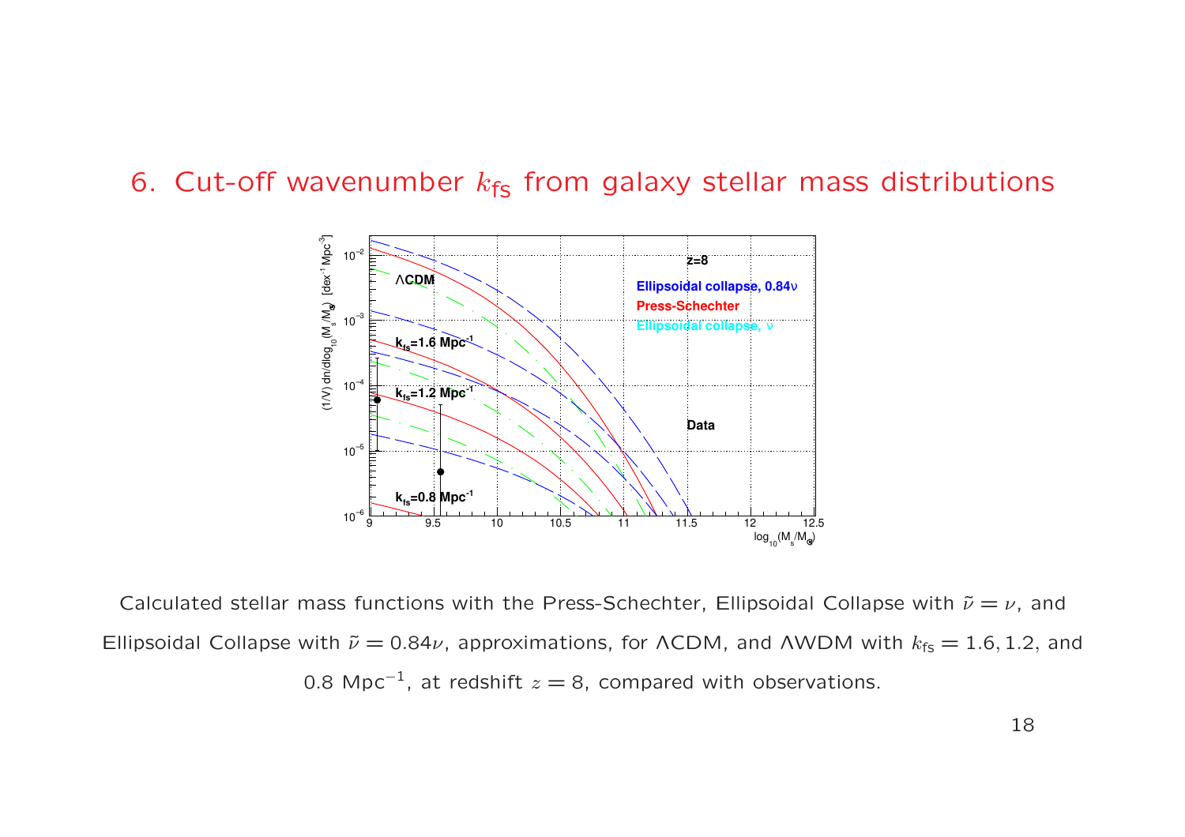## 6. Cut-off wavenumber $k_{\text{fs}}$ from galaxy stellar mass distributions

Calculated stellar mass functions with the Press-Schechter, Ellipsoidal Collapse with $\tilde{\nu} = \nu$, and Ellipsoidal Collapse with $\tilde{\nu} = 0.84\nu$, approximations, for ΛCDM, and ΛWDM with $k_{\text{fs}} = 1.6, 1.2$, and 0.8 Mpc$^{-1}$, at redshift $z = 8$, compared with observations.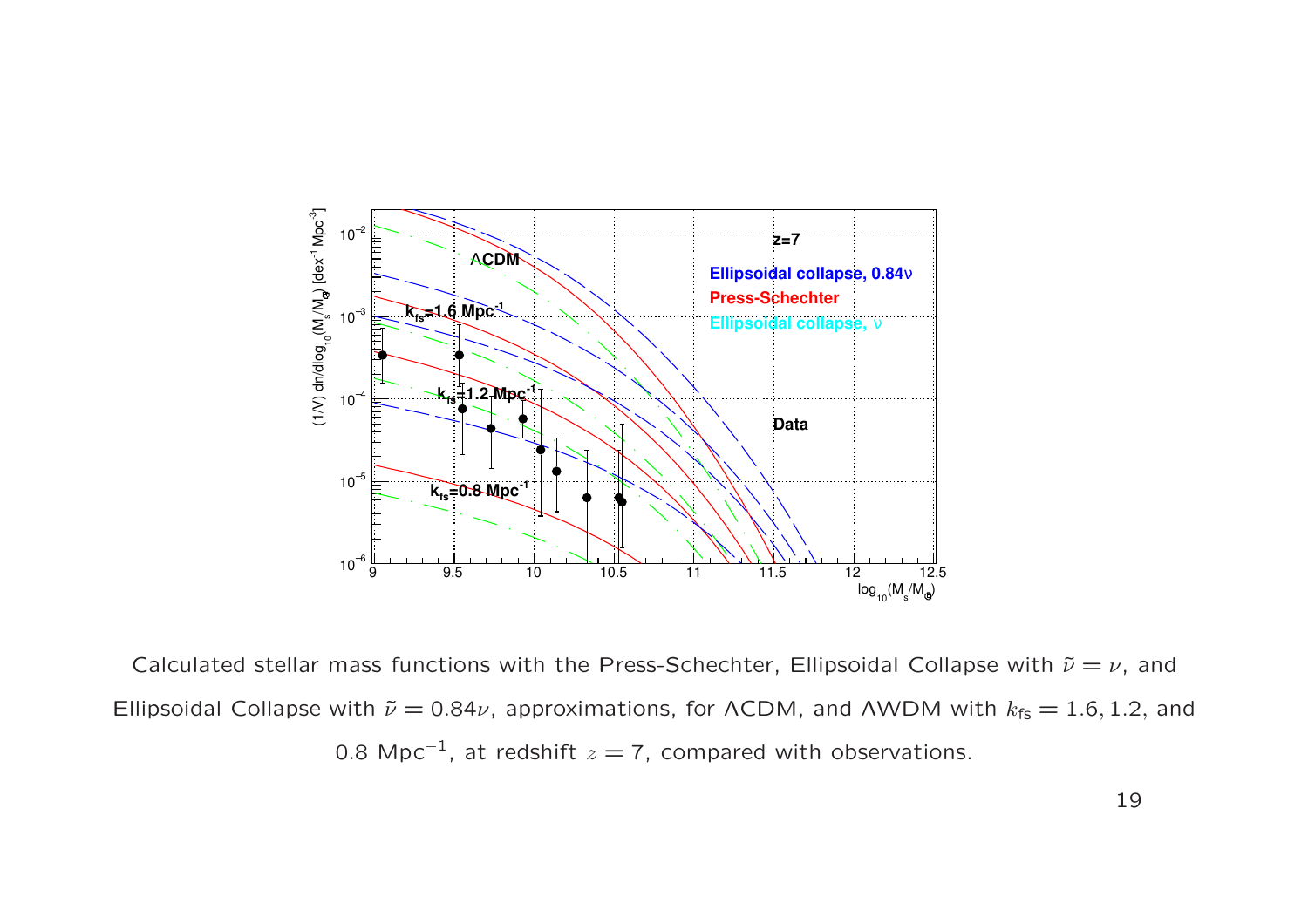Calculated stellar mass functions with the Press-Schechter, Ellipsoidal Collapse with $\tilde{\nu} = \nu$, and Ellipsoidal Collapse with $\tilde{\nu} = 0.84\nu$, approximations, for ΛCDM, and ΛWDM with $k_{\text{fs}} = 1.6, 1.2$, and 0.8 Mpc$^{-1}$, at redshift $z = 7$, compared with observations.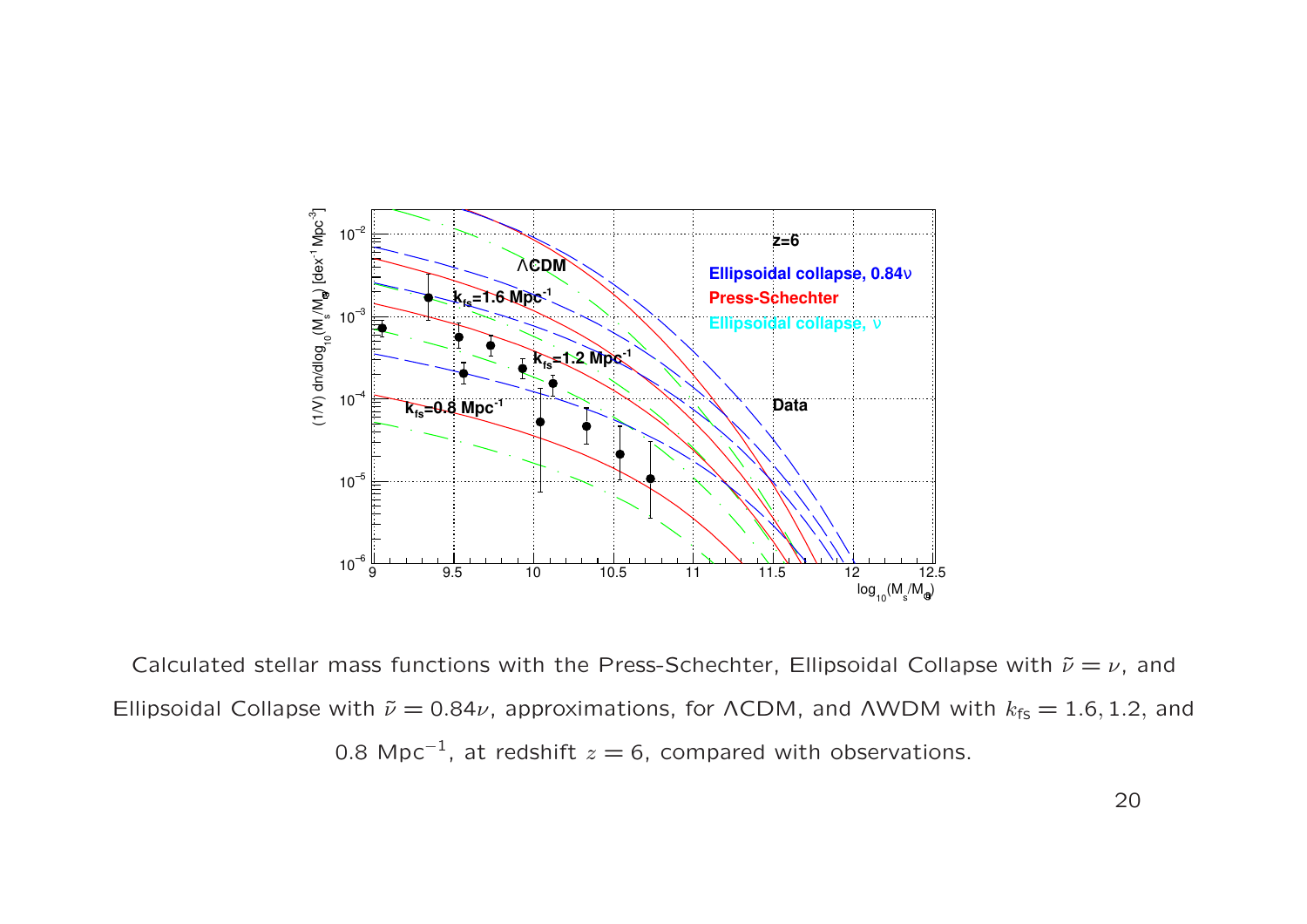Calculated stellar mass functions with the Press-Schechter, Ellipsoidal Collapse with $\tilde{\nu} = \nu$, and Ellipsoidal Collapse with $\tilde{\nu} = 0.84\nu$, approximations, for ΛCDM, and ΛWDM with $k_{\text{fs}} = 1.6, 1.2$, and 0.8 Mpc$^{-1}$, at redshift $z = 6$, compared with observations.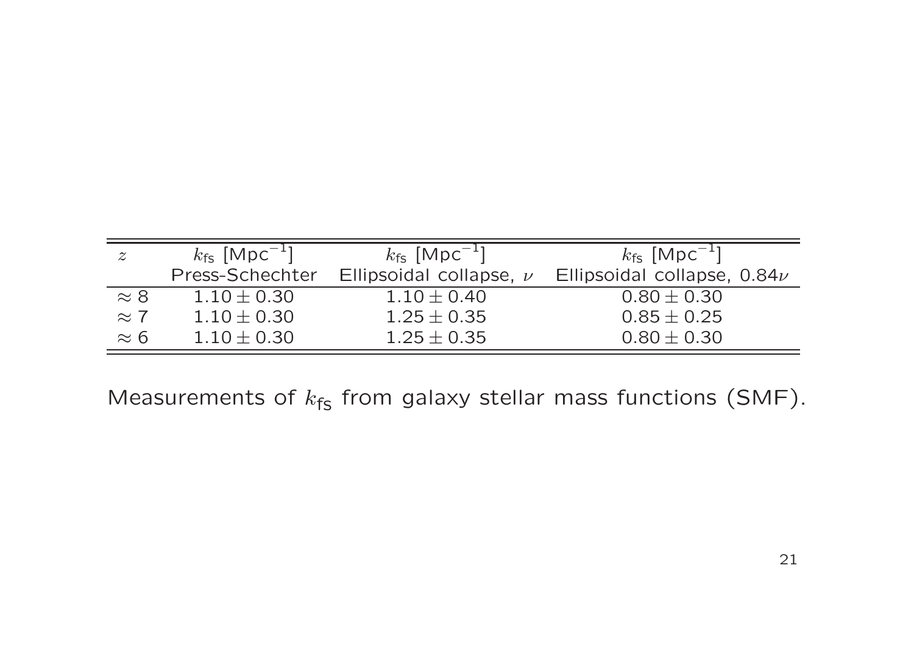| $z$ | $k_{fs}$ [Mpc$^{-1}$] Press-Schechter | $k_{fs}$ [Mpc$^{-1}$] Ellipsoidal collapse, $\nu$ | $k_{fs}$ [Mpc$^{-1}$] Ellipsoidal collapse, $0.84\nu$ |
|---|---|---|---|
| $\approx 8$ | $1.10 \pm 0.30$ | $1.10 \pm 0.40$ | $0.80 \pm 0.30$ |
| $\approx 7$ | $1.10 \pm 0.30$ | $1.25 \pm 0.35$ | $0.85 \pm 0.25$ |
| $\approx 6$ | $1.10 \pm 0.30$ | $1.25 \pm 0.35$ | $0.80 \pm 0.30$ |

Measurements of $k_{fs}$ from galaxy stellar mass functions (SMF).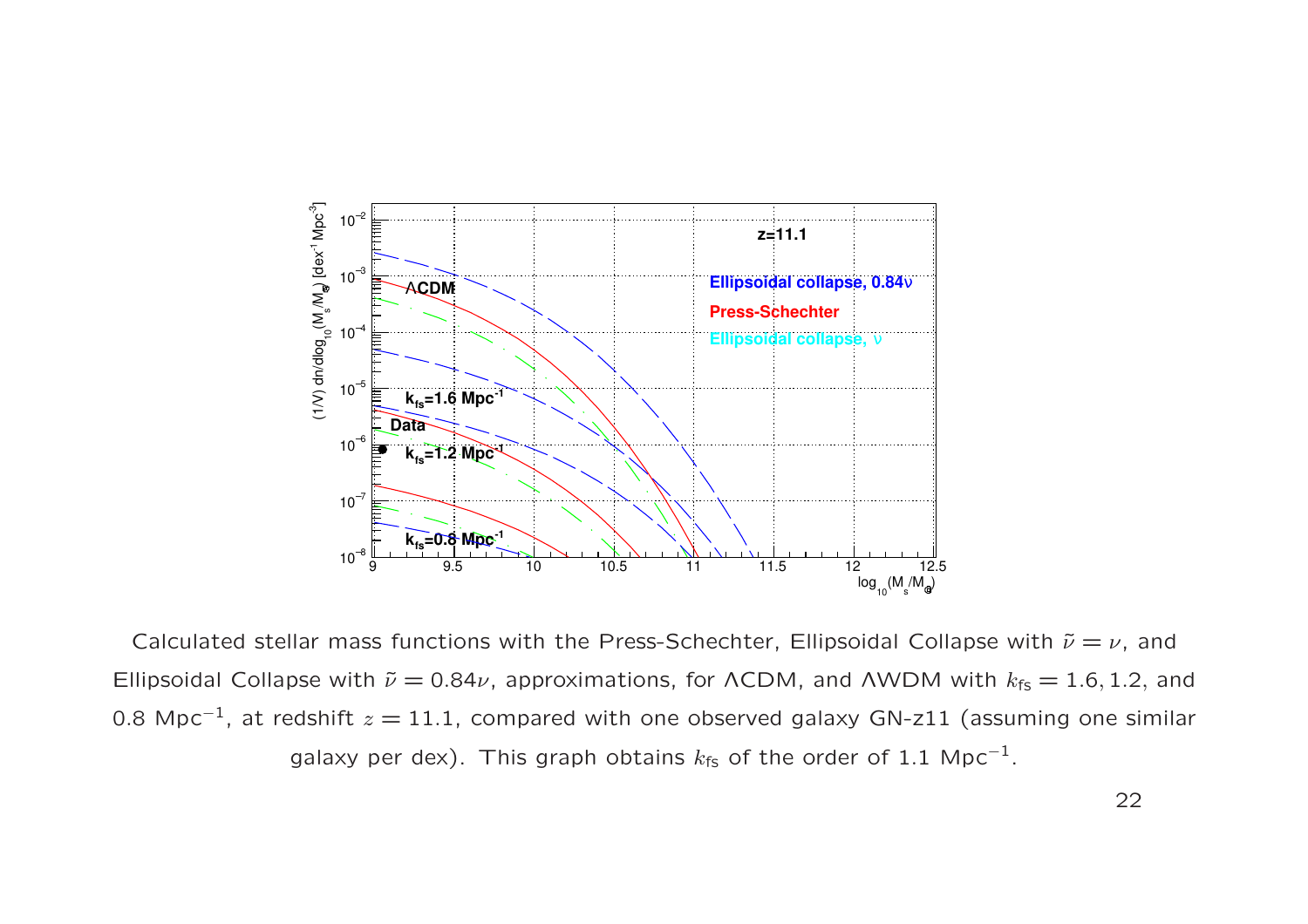Calculated stellar mass functions with the Press-Schechter, Ellipsoidal Collapse with $\tilde{\nu} = \nu$, and Ellipsoidal Collapse with $\tilde{\nu} = 0.84\nu$, approximations, for ΛCDM, and ΛWDM with $k_{\text{fs}} = 1.6, 1.2$, and $0.8$ Mpc$^{-1}$, at redshift $z = 11.1$, compared with one observed galaxy GN-z11 (assuming one similar galaxy per dex). This graph obtains $k_{\text{fs}}$ of the order of 1.1 Mpc$^{-1}$.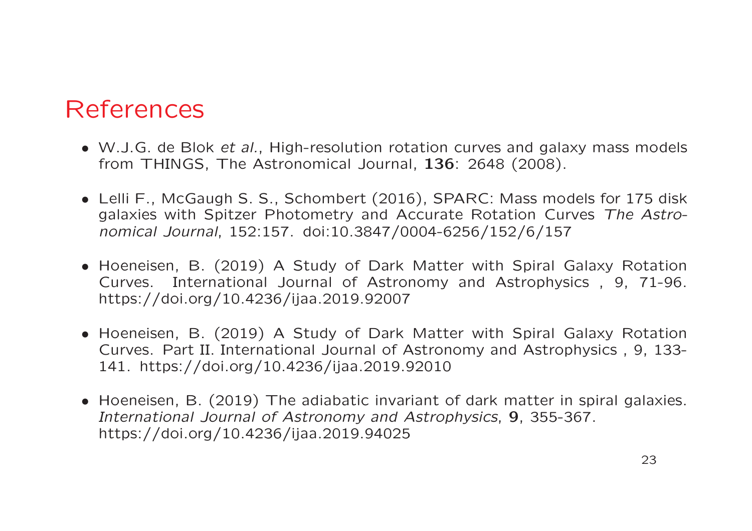# References

- W.J.G. de Blok *et al.*, High-resolution rotation curves and galaxy mass models from THINGS, The Astronomical Journal, **136**: 2648 (2008).
- Lelli F., McGaugh S. S., Schombert (2016), SPARC: Mass models for 175 disk galaxies with Spitzer Photometry and Accurate Rotation Curves *The Astronomical Journal*, 152:157. doi:10.3847/0004-6256/152/6/157
- Hoeneisen, B. (2019) A Study of Dark Matter with Spiral Galaxy Rotation Curves. International Journal of Astronomy and Astrophysics , 9, 71-96. https://doi.org/10.4236/ijaa.2019.92007
- Hoeneisen, B. (2019) A Study of Dark Matter with Spiral Galaxy Rotation Curves. Part II. International Journal of Astronomy and Astrophysics , 9, 133-141. https://doi.org/10.4236/ijaa.2019.92010
- Hoeneisen, B. (2019) The adiabatic invariant of dark matter in spiral galaxies. *International Journal of Astronomy and Astrophysics*, **9**, 355-367. https://doi.org/10.4236/ijaa.2019.94025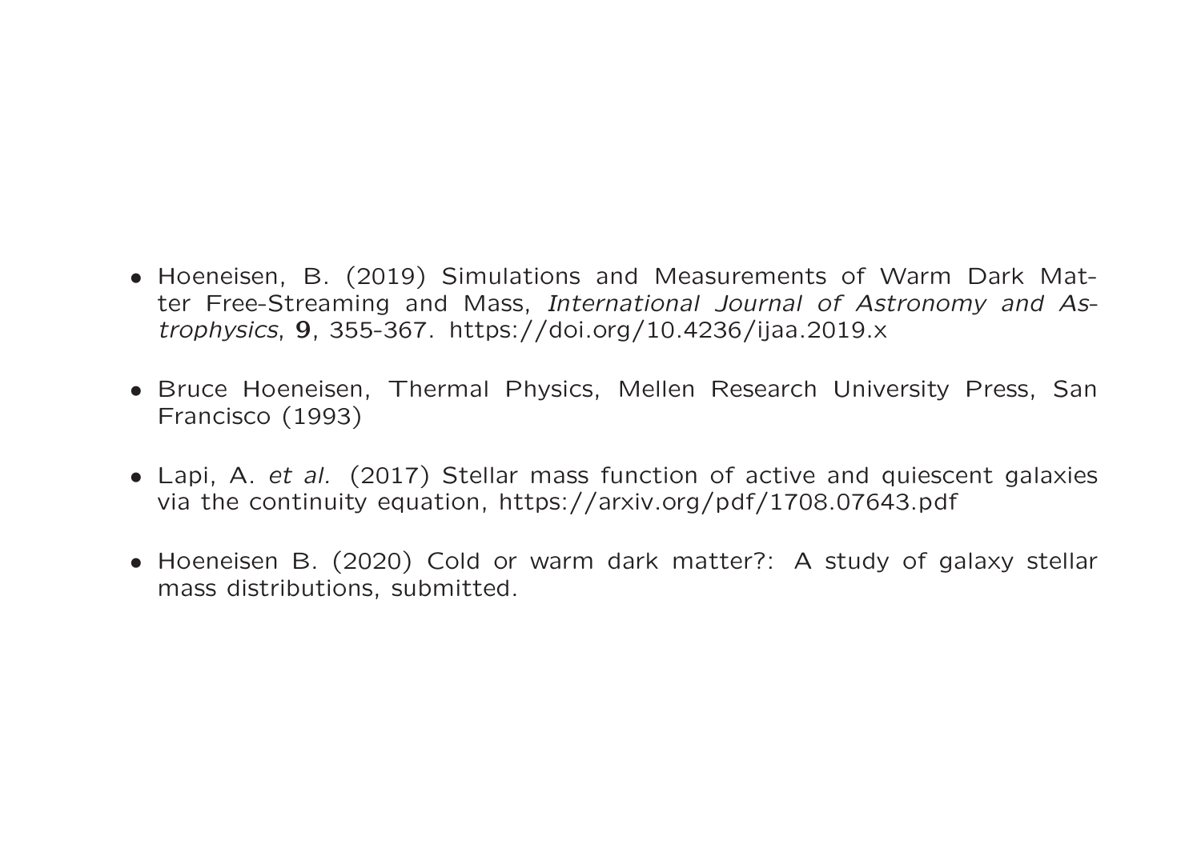- Hoeneisen, B. (2019) Simulations and Measurements of Warm Dark Matter Free-Streaming and Mass, *International Journal of Astronomy and Astrophysics*, **9**, 355-367. https://doi.org/10.4236/ijaa.2019.x

- Bruce Hoeneisen, Thermal Physics, Mellen Research University Press, San Francisco (1993)

- Lapi, A. *et al.* (2017) Stellar mass function of active and quiescent galaxies via the continuity equation, https://arxiv.org/pdf/1708.07643.pdf

- Hoeneisen B. (2020) Cold or warm dark matter?: A study of galaxy stellar mass distributions, submitted.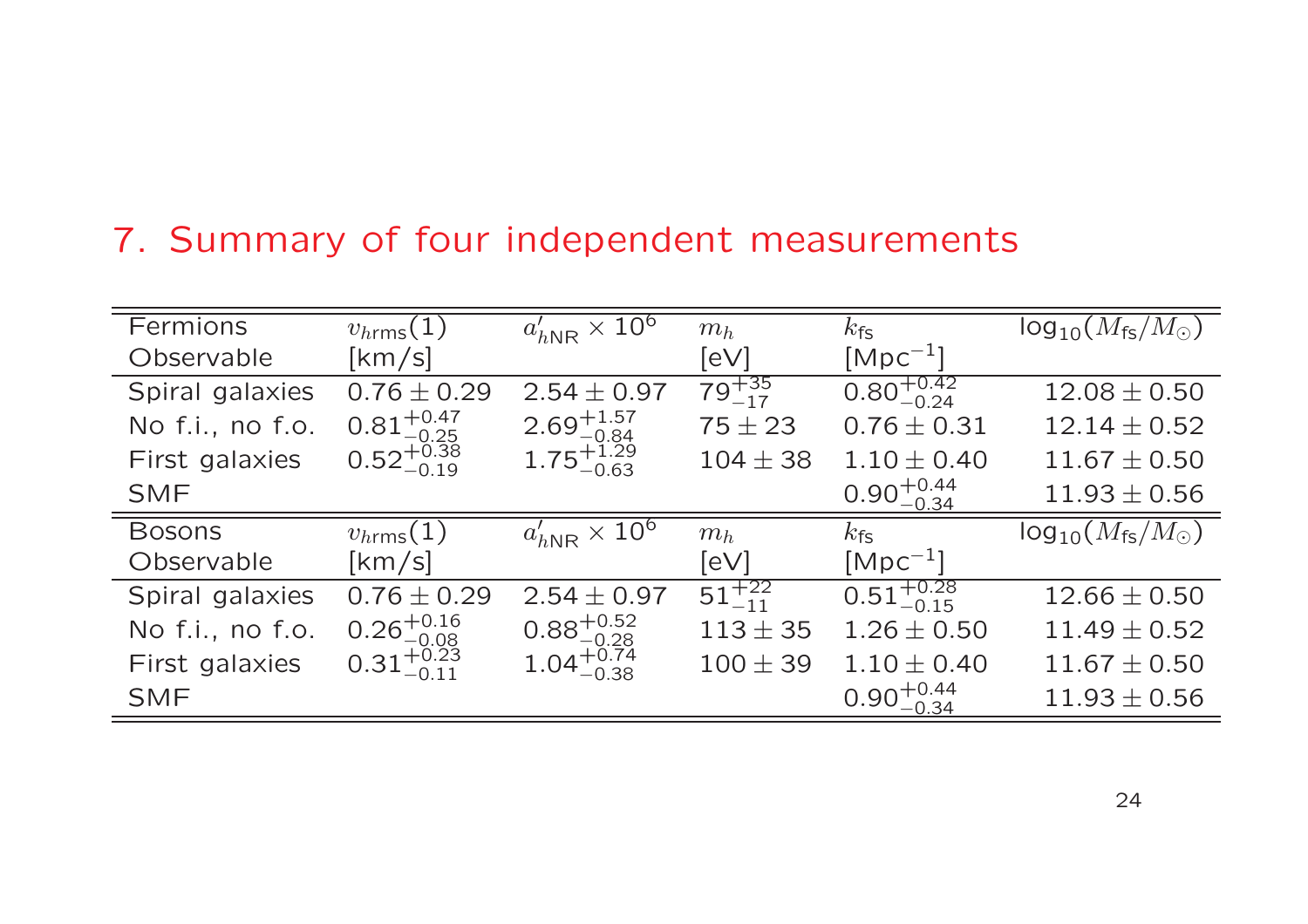## 7. Summary of four independent measurements

| Fermions Observable | $v_{h\text{rms}}(1)$ [km/s] | $a'_{h\text{NR}} \times 10^6$ | $m_h$ [eV] | $k_{\text{fs}}$ [Mpc$^{-1}$] | $\log_{10}(M_{\text{fs}}/M_\odot)$ |
|---|---|---|---|---|---|
| Spiral galaxies | $0.76 \pm 0.29$ | $2.54 \pm 0.97$ | $79^{+35}_{-17}$ | $0.80^{+0.42}_{-0.24}$ | $12.08 \pm 0.50$ |
| No f.i., no f.o. | $0.81^{+0.47}_{-0.25}$ | $2.69^{+1.57}_{-0.84}$ | $75 \pm 23$ | $0.76 \pm 0.31$ | $12.14 \pm 0.52$ |
| First galaxies | $0.52^{+0.38}_{-0.19}$ | $1.75^{+1.29}_{-0.63}$ | $104 \pm 38$ | $1.10 \pm 0.40$ | $11.67 \pm 0.50$ |
| SMF | | | | $0.90^{+0.44}_{-0.34}$ | $11.93 \pm 0.56$ |

| Bosons Observable | $v_{h\text{rms}}(1)$ [km/s] | $a'_{h\text{NR}} \times 10^6$ | $m_h$ [eV] | $k_{\text{fs}}$ [Mpc$^{-1}$] | $\log_{10}(M_{\text{fs}}/M_\odot)$ |
|---|---|---|---|---|---|
| Spiral galaxies | $0.76 \pm 0.29$ | $2.54 \pm 0.97$ | $51^{+22}_{-11}$ | $0.51^{+0.28}_{-0.15}$ | $12.66 \pm 0.50$ |
| No f.i., no f.o. | $0.26^{+0.16}_{-0.08}$ | $0.88^{+0.52}_{-0.28}$ | $113 \pm 35$ | $1.26 \pm 0.50$ | $11.49 \pm 0.52$ |
| First galaxies | $0.31^{+0.23}_{-0.11}$ | $1.04^{+0.74}_{-0.38}$ | $100 \pm 39$ | $1.10 \pm 0.40$ | $11.67 \pm 0.50$ |
| SMF | | | | $0.90^{+0.44}_{-0.34}$ | $11.93 \pm 0.56$ |